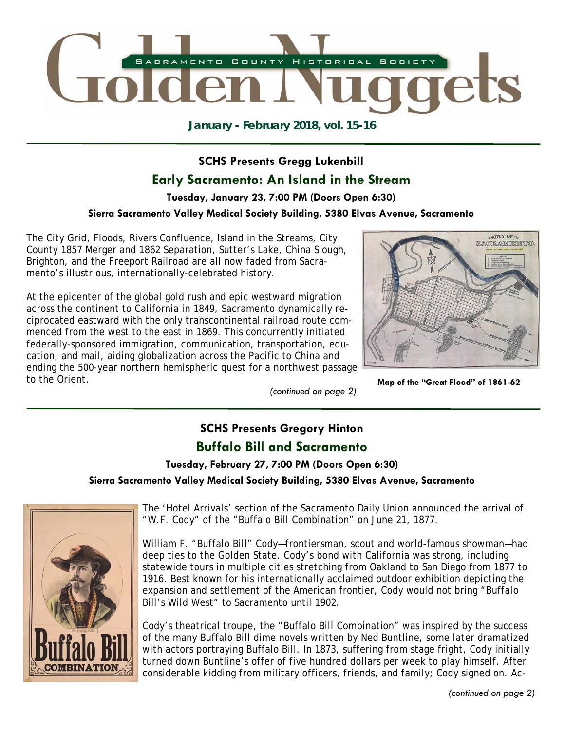# Golden Nuggets

SACRAMENTO COUNTY HISTORICAL SOCIETY

**January - February 2018, vol. 15-16**

## SCHS Presents Gregg Lukenbill

## Early Sacramento: An Island in the Stream

**Tuesday, January 23, 7:00 PM (Doors Open 6:30)**

**Sierra Sacramento Valley Medical Society Building, 5380 Elvas Avenue, Sacramento**

The City Grid, Floods, Rivers Confluence, Island in the Streams, City County 1857 Merger and 1862 Separation, Sutter's Lake, China Slough, Brighton, and the Freeport Railroad are all now faded from Sacramento's illustrious, internationally-celebrated history.

At the epicenter of the global gold rush and epic westward migration across the continent to California in 1849, Sacramento dynamically reciprocated eastward with the only transcontinental railroad route commenced from the west to the east in 1869. This concurrently initiated federally-sponsored immigration, communication, transportation, education, and mail, aiding globalization across the Pacific to China and ending the 500-year northern hemispheric quest for a northwest passage to the Orient.

*(continued on page 2)*

**Map of the "Great Flood" of 1861-62**

## SCHS Presents Gregory Hinton

## Buffalo Bill and Sacramento

**Tuesday, February 27, 7:00 PM (Doors Open 6:30)**

**Sierra Sacramento Valley Medical Society Building, 5380 Elvas Avenue, Sacramento**

The 'Hotel Arrivals' section of the Sacramento Daily Union announced the arrival of "W.F. Cody" of the "Buffalo Bill Combination" on June 21, 1877.

William F. "Buffalo Bill" Cody—frontiersman, scout and world-famous showman—had deep ties to the Golden State. Cody's bond with California was strong, including statewide tours in multiple cities stretching from Oakland to San Diego from 1877 to 1916. Best known for his internationally acclaimed outdoor exhibition depicting the expansion and settlement of the American frontier, Cody would not bring "Buffalo Bill's Wild West" to Sacramento until 1902.

Cody's theatrical troupe, the "Buffalo Bill Combination" was inspired by the success of the many Buffalo Bill dime novels written by Ned Buntline, some later dramatized with actors portraying Buffalo Bill. In 1873, suffering from stage fright, Cody initially turned down Buntline's offer of five hundred dollars per week to play himself. After considerable kidding from military officers, friends, and family; Cody signed on. Ac-

*(continued on page 2)*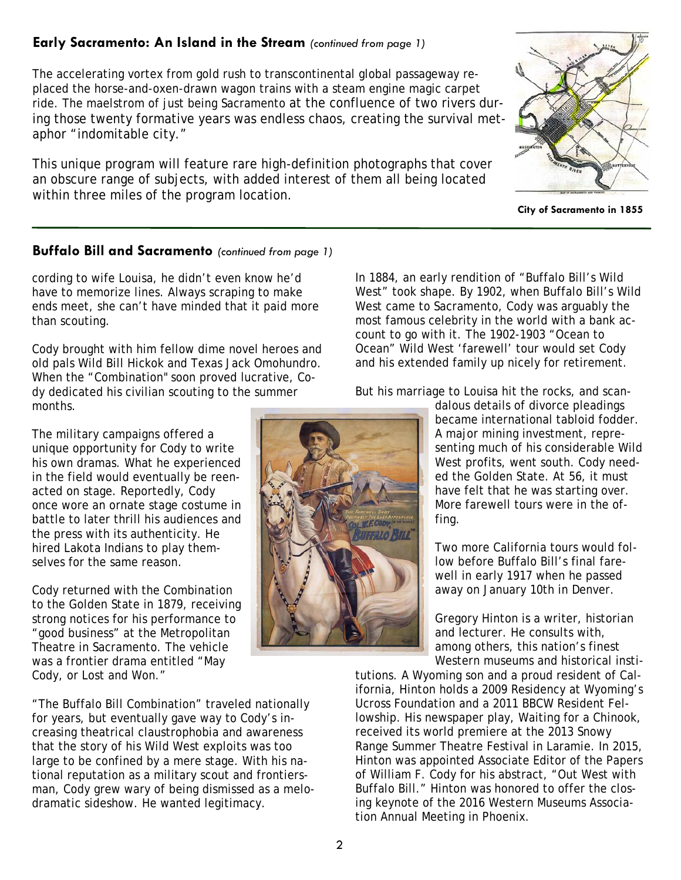## Early Sacramento: An Island in the Stream *(continued from page 1)*

The accelerating vortex from gold rush to transcontinental global passageway replaced the horse-and-oxen-drawn wagon trains with a steam engine magic carpet ride. The maelstrom of just being Sacramento at the confluence of two rivers during those twenty formative years was endless chaos, creating the survival metaphor "indomitable city."

This unique program will feature rare high-definition photographs that cover an obscure range of subjects, with added interest of them all being located within three miles of the program location.

**City of Sacramento in 1855**

## Buffalo Bill and Sacramento *(continued from page 1)*

cording to wife Louisa, he didn't even know he'd have to memorize lines. Always scraping to make ends meet, she can't have minded that it paid more than scouting.

Cody brought with him fellow dime novel heroes and old pals Wild Bill Hickok and Texas Jack Omohundro. When the "Combination" soon proved lucrative, Cody dedicated his civilian scouting to the summer months.

The military campaigns offered a unique opportunity for Cody to write his own dramas. What he experienced in the field would eventually be reenacted on stage. Reportedly, Cody once wore an ornate stage costume in battle to later thrill his audiences and the press with its authenticity. He hired Lakota Indians to play themselves for the same reason.

Cody returned with the Combination to the Golden State in 1879, receiving strong notices for his performance to "good business" at the Metropolitan Theatre in Sacramento. The vehicle was a frontier drama entitled "May Cody, or Lost and Won."

"The Buffalo Bill Combination" traveled nationally for years, but eventually gave way to Cody's increasing theatrical claustrophobia and awareness that the story of his Wild West exploits was too large to be confined by a mere stage. With his national reputation as a military scout and frontiersman, Cody grew wary of being dismissed as a melodramatic sideshow. He wanted legitimacy.

In 1884, an early rendition of "Buffalo Bill's Wild West" took shape. By 1902, when Buffalo Bill's Wild West came to Sacramento, Cody was arguably the most famous celebrity in the world with a bank account to go with it. The 1902-1903 "Ocean to Ocean" Wild West 'farewell' tour would set Cody and his extended family up nicely for retirement.

But his marriage to Louisa hit the rocks, and scandalous details of divorce pleadings became international tabloid fodder. A major mining investment, representing much of his considerable Wild West profits, went south. Cody needed the Golden State. At 56, it must have felt that he was starting over. More farewell tours were in the offing.

Two more California tours would follow before Buffalo Bill's final farewell in early 1917 when he passed away on January 10th in Denver.

Gregory Hinton is a writer, historian and lecturer. He consults with, among others, this nation's finest Western museums and historical institutions. A Wyoming son and a proud resident of California, Hinton holds a 2009 Residency at Wyoming's Ucross Foundation and a 2011 BBCW Resident Fellowship. His newspaper play, Waiting for a Chinook, received its world premiere at the 2013 Snowy Range Summer Theatre Festival in Laramie. In 2015, Hinton was appointed Associate Editor of the Papers of William F. Cody for his abstract, "Out West with Buffalo Bill." Hinton was honored to offer the closing keynote of the 2016 Western Museums Association Annual Meeting in Phoenix.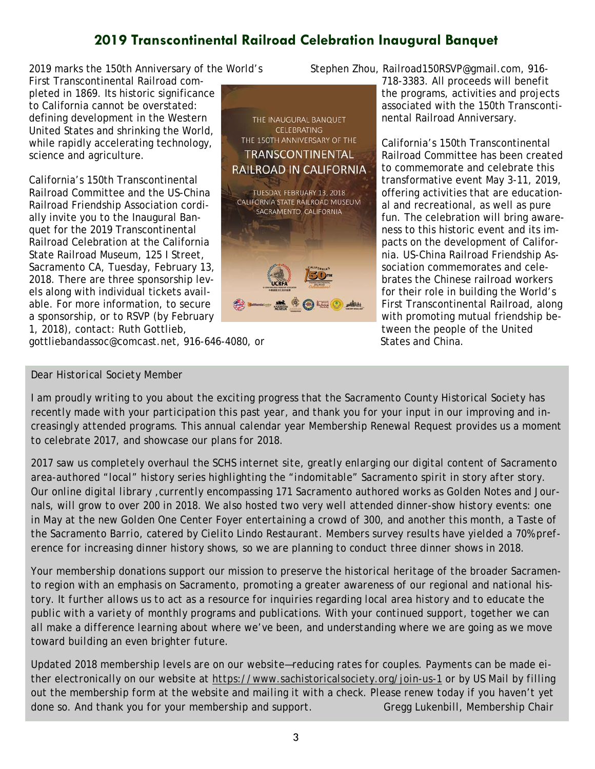## 2019 Transcontinental Railroad Celebration Inaugural Banquet

2019 marks the 150th Anniversary of the World's First Transcontinental Railroad completed in 1869. Its historic significance to California cannot be overstated: defining development in the Western United States and shrinking the World, while rapidly accelerating technology, science and agriculture.

California's 150th Transcontinental Railroad Committee and the US-China Railroad Friendship Association cordially invite you to the Inaugural Banquet for the 2019 Transcontinental Railroad Celebration at the California State Railroad Museum, 125 I Street, Sacramento CA, Tuesday, February 13, 2018. There are three sponsorship levels along with individual tickets available. For more information, to secure a sponsorship, or to RSVP (by February 1, 2018), contact: Ruth Gottlieb, gottliebandassoc@comcast.net, 916-646-4080, or Stephen Zhou, Railroad150RSVP@gmail.com, 916-718-3383. All proceeds will benefit the programs, activities and projects associated with the 150th Transcontinental Railroad Anniversary.

THE INAUGURAL BANQUET CELEBRATING THE 150TH ANNIVERSARY OF THE TRANSCONTINENTAL RAILROAD IN CALIFORNIA

TUESDAY, FEBRUARY 13, 2018
CALIFORNIA STATE RAILROAD MUSEUM
SACRAMENTO, CALIFORNIA

California's 150th Transcontinental Railroad Committee has been created to commemorate and celebrate this transformative event May 3-11, 2019, offering activities that are educational and recreational, as well as pure fun. The celebration will bring awareness to this historic event and its impacts on the development of California. US-China Railroad Friendship Association commemorates and celebrates the Chinese railroad workers for their role in building the World's First Transcontinental Railroad, along with promoting mutual friendship between the people of the United States and China.

---

Dear Historical Society Member

I am proudly writing to you about the exciting progress that the Sacramento County Historical Society has recently made with your participation this past year, and thank you for your input in our improving and increasingly attended programs. This annual calendar year Membership Renewal Request provides us a moment to celebrate 2017, and showcase our plans for 2018.

2017 saw us completely overhaul the SCHS internet site, greatly enlarging our digital content of Sacramento area-authored "local" history series highlighting the "indomitable" Sacramento spirit in story after story. Our online digital library ,currently encompassing 171 Sacramento authored works as Golden Notes and Journals, will grow to over 200 in 2018. We also hosted two very well attended dinner-show history events: one in May at the new Golden One Center Foyer entertaining a crowd of 300, and another this month, a Taste of the Sacramento Barrio, catered by Cielito Lindo Restaurant. Members survey results have yielded a 70% preference for increasing dinner history shows, so we are planning to conduct three dinner shows in 2018.

Your membership donations support our mission to preserve the historical heritage of the broader Sacramento region with an emphasis on Sacramento, promoting a greater awareness of our regional and national history. It further allows us to act as a resource for inquiries regarding local area history and to educate the public with a variety of monthly programs and publications. With your continued support, together we can all make a difference learning about where we've been, and understanding where we are going as we move toward building an even brighter future.

Updated 2018 membership levels are on our website—reducing rates for couples. Payments can be made either electronically on our website at https://www.sachistoricalsociety.org/join-us-1 or by US Mail by filling out the membership form at the website and mailing it with a check. Please renew today if you haven't yet done so. And thank you for your membership and support.

Gregg Lukenbill, Membership Chair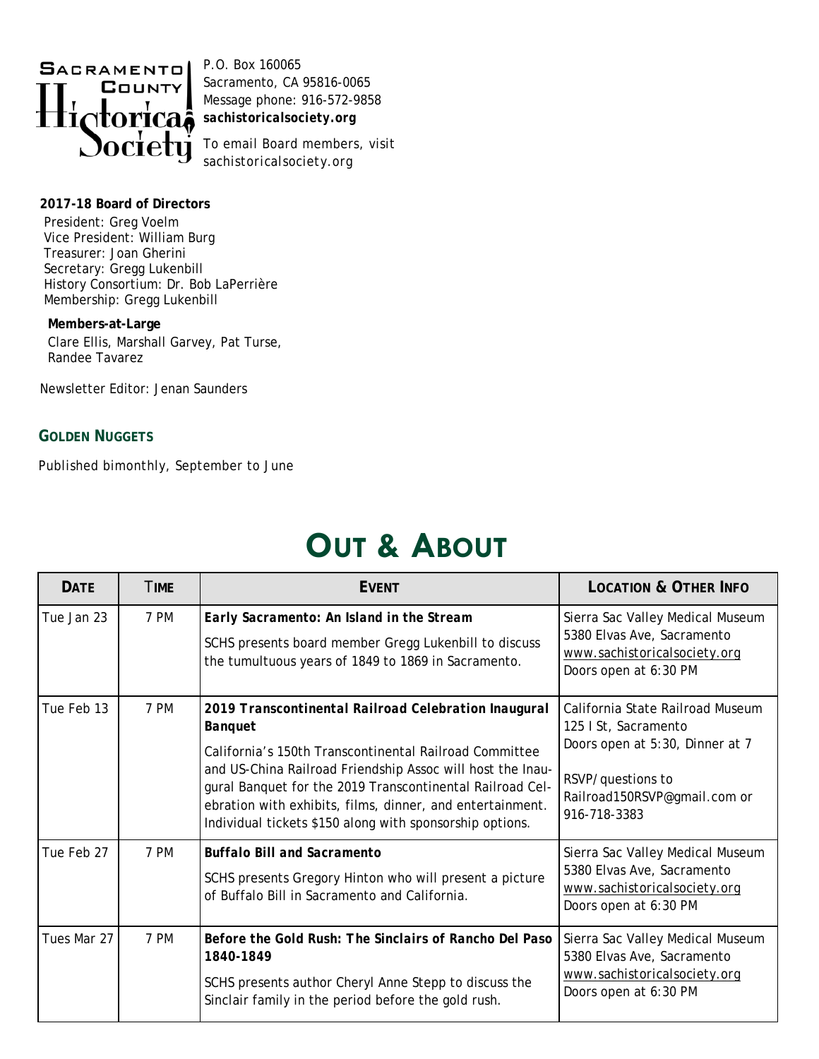**Sacramento County Historical Society**

P.O. Box 160065
Sacramento, CA 95816-0065
Message phone: 916-572-9858
**sachistoricalsociety.org**

To email Board members, visit sachistoricalsociety.org

**2017-18 Board of Directors**

President: Greg Voelm
Vice President: William Burg
Treasurer: Joan Gherini
Secretary: Gregg Lukenbill
History Consortium: Dr. Bob LaPerrière
Membership: Gregg Lukenbill

**Members-at-Large**

Clare Ellis, Marshall Garvey, Pat Turse, Randee Tavarez

Newsletter Editor: Jenan Saunders

**GOLDEN NUGGETS**

Published bimonthly, September to June

# OUT & ABOUT

| DATE | TIME | EVENT | LOCATION & OTHER INFO |
|---|---|---|---|
| Tue Jan 23 | 7 PM | ***Early Sacramento: An Island in the Stream***<br>SCHS presents board member Gregg Lukenbill to discuss the tumultuous years of 1849 to 1869 in Sacramento. | Sierra Sac Valley Medical Museum<br>5380 Elvas Ave, Sacramento<br>www.sachistoricalsociety.org<br>Doors open at 6:30 PM |
| Tue Feb 13 | 7 PM | ***2019 Transcontinental Railroad Celebration Inaugural Banquet***<br>California's 150th Transcontinental Railroad Committee and US-China Railroad Friendship Assoc will host the Inaugural Banquet for the 2019 Transcontinental Railroad Celebration with exhibits, films, dinner, and entertainment. Individual tickets $150 along with sponsorship options. | California State Railroad Museum<br>125 I St, Sacramento<br>Doors open at 5:30, Dinner at 7<br>RSVP/questions to Railroad150RSVP@gmail.com or 916-718-3383 |
| Tue Feb 27 | 7 PM | ***Buffalo Bill and Sacramento***<br>SCHS presents Gregory Hinton who will present a picture of Buffalo Bill in Sacramento and California. | Sierra Sac Valley Medical Museum<br>5380 Elvas Ave, Sacramento<br>www.sachistoricalsociety.org<br>Doors open at 6:30 PM |
| Tues Mar 27 | 7 PM | ***Before the Gold Rush: The Sinclairs of Rancho Del Paso 1840-1849***<br>SCHS presents author Cheryl Anne Stepp to discuss the Sinclair family in the period before the gold rush. | Sierra Sac Valley Medical Museum<br>5380 Elvas Ave, Sacramento<br>www.sachistoricalsociety.org<br>Doors open at 6:30 PM |